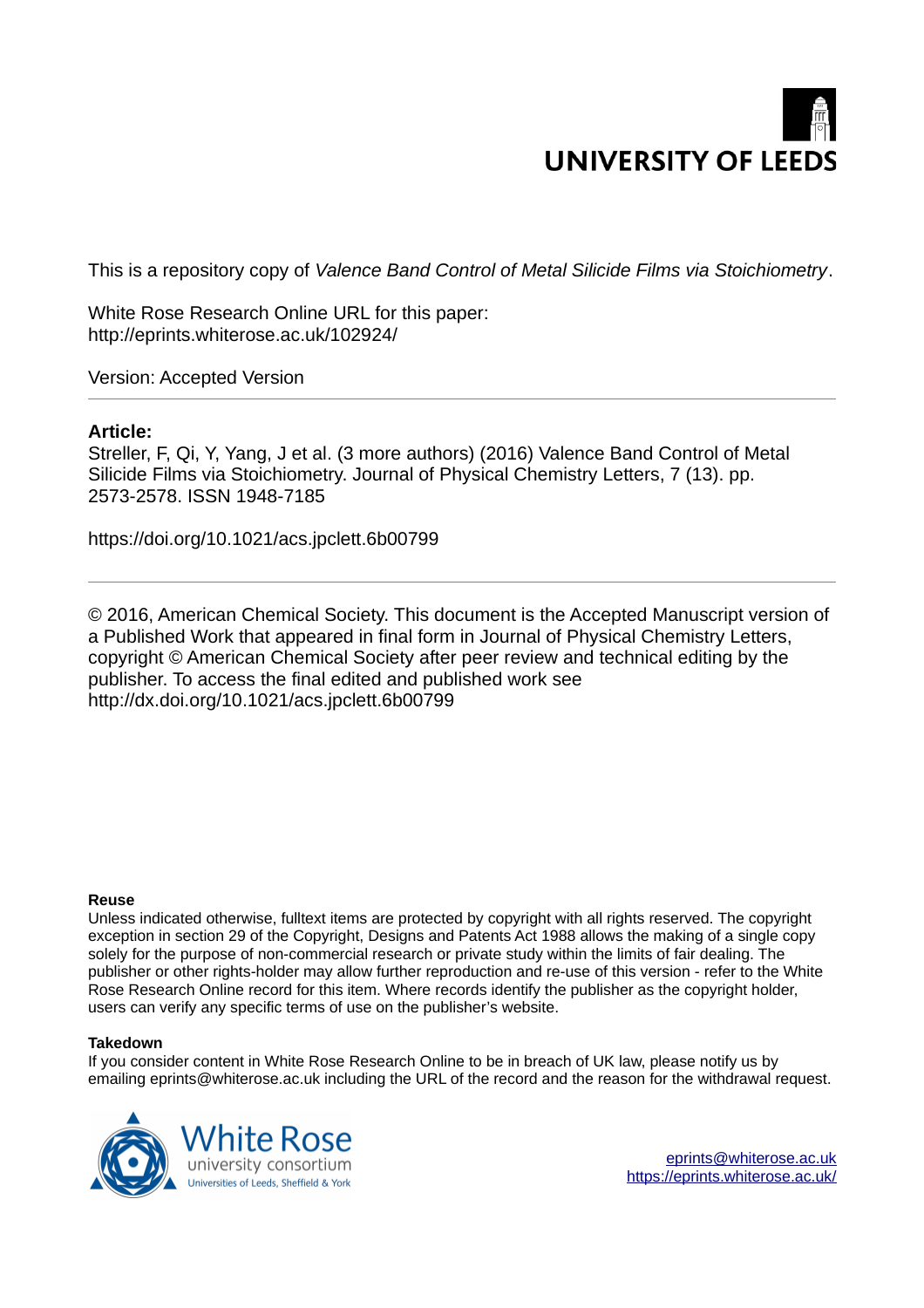UNIVERSITY OF LEEDS

This is a repository copy of *Valence Band Control of Metal Silicide Films via Stoichiometry*.

White Rose Research Online URL for this paper:
http://eprints.whiterose.ac.uk/102924/

Version: Accepted Version

**Article:**

Streller, F, Qi, Y, Yang, J et al. (3 more authors) (2016) Valence Band Control of Metal Silicide Films via Stoichiometry. Journal of Physical Chemistry Letters, 7 (13). pp. 2573-2578. ISSN 1948-7185

https://doi.org/10.1021/acs.jpclett.6b00799

---

© 2016, American Chemical Society. This document is the Accepted Manuscript version of a Published Work that appeared in final form in Journal of Physical Chemistry Letters, copyright © American Chemical Society after peer review and technical editing by the publisher. To access the final edited and published work see http://dx.doi.org/10.1021/acs.jpclett.6b00799

**Reuse**

Unless indicated otherwise, fulltext items are protected by copyright with all rights reserved. The copyright exception in section 29 of the Copyright, Designs and Patents Act 1988 allows the making of a single copy solely for the purpose of non-commercial research or private study within the limits of fair dealing. The publisher or other rights-holder may allow further reproduction and re-use of this version - refer to the White Rose Research Online record for this item. Where records identify the publisher as the copyright holder, users can verify any specific terms of use on the publisher's website.

**Takedown**

If you consider content in White Rose Research Online to be in breach of UK law, please notify us by emailing eprints@whiterose.ac.uk including the URL of the record and the reason for the withdrawal request.

White Rose university consortium
Universities of Leeds, Sheffield & York

eprints@whiterose.ac.uk
https://eprints.whiterose.ac.uk/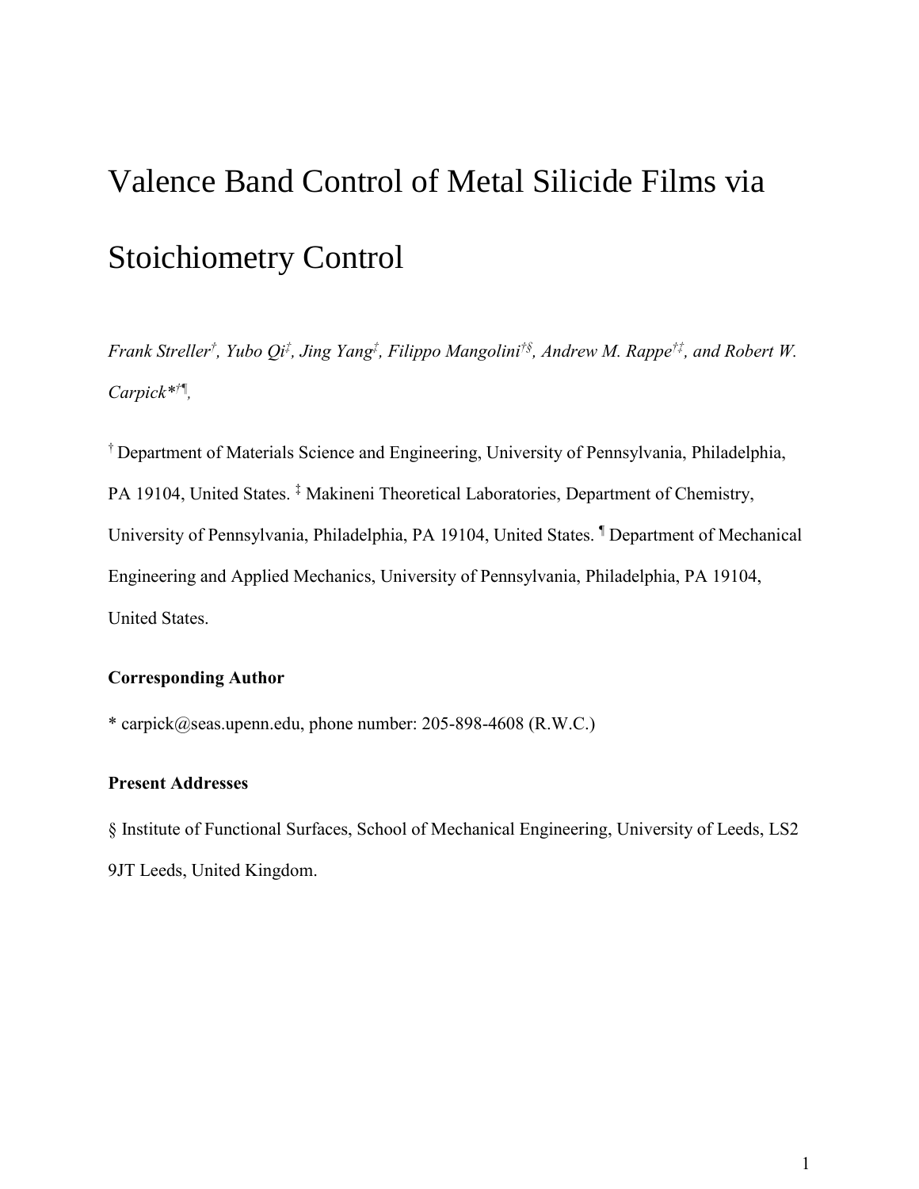# Valence Band Control of Metal Silicide Films via Stoichiometry Control

*Frank Streller[†], Yubo Qi[‡], Jing Yang[‡], Filippo Mangolini[†§], Andrew M. Rappe[†‡], and Robert W. Carpick*[†¶],*

[†] Department of Materials Science and Engineering, University of Pennsylvania, Philadelphia, PA 19104, United States. [‡] Makineni Theoretical Laboratories, Department of Chemistry, University of Pennsylvania, Philadelphia, PA 19104, United States. [¶] Department of Mechanical Engineering and Applied Mechanics, University of Pennsylvania, Philadelphia, PA 19104, United States.

**Corresponding Author**

* carpick@seas.upenn.edu, phone number: 205-898-4608 (R.W.C.)

**Present Addresses**

§ Institute of Functional Surfaces, School of Mechanical Engineering, University of Leeds, LS2 9JT Leeds, United Kingdom.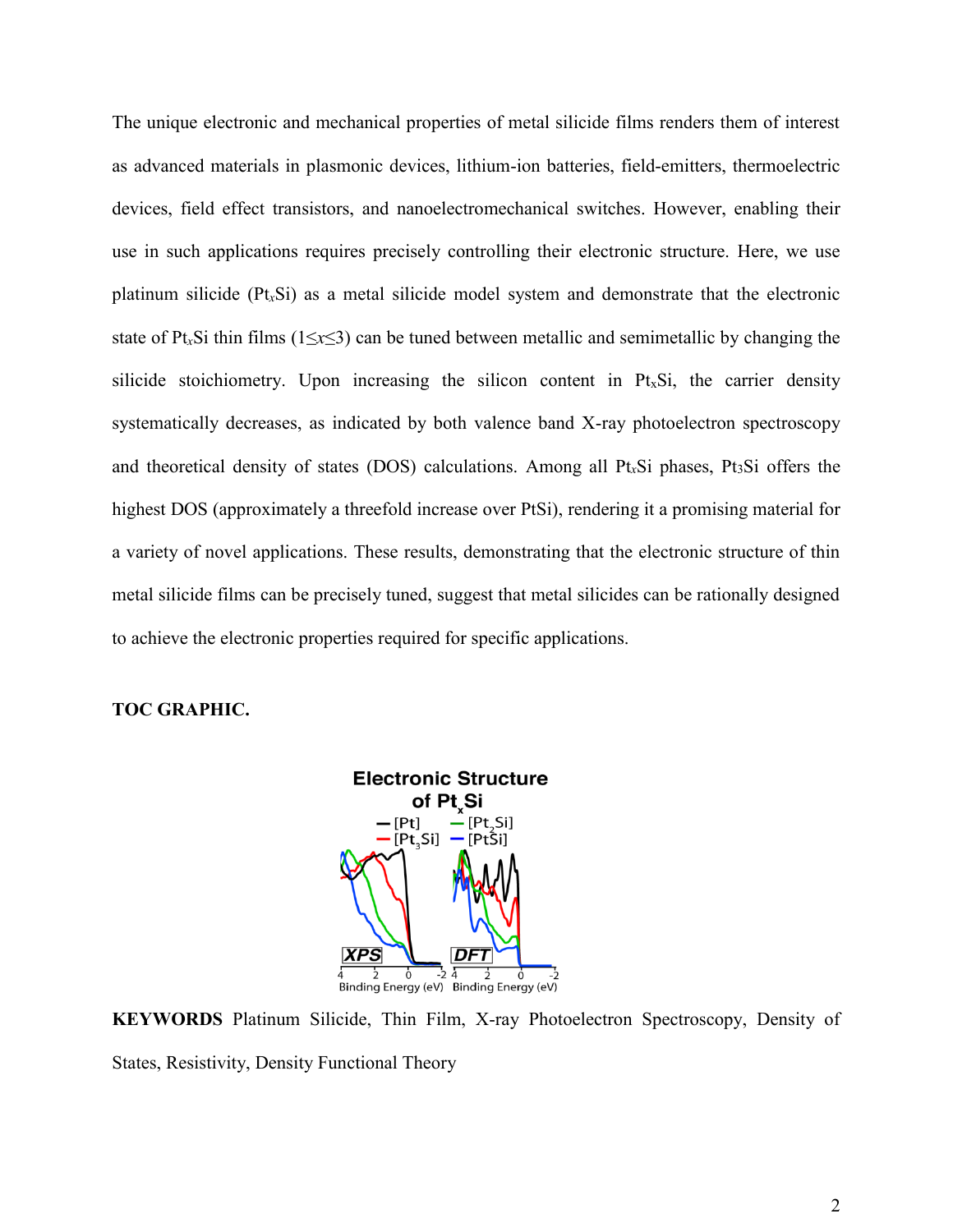The unique electronic and mechanical properties of metal silicide films renders them of interest as advanced materials in plasmonic devices, lithium-ion batteries, field-emitters, thermoelectric devices, field effect transistors, and nanoelectromechanical switches. However, enabling their use in such applications requires precisely controlling their electronic structure. Here, we use platinum silicide ($Pt_xSi$) as a metal silicide model system and demonstrate that the electronic state of $Pt_xSi$ thin films ($1 \leq x \leq 3$) can be tuned between metallic and semimetallic by changing the silicide stoichiometry. Upon increasing the silicon content in $Pt_xSi$, the carrier density systematically decreases, as indicated by both valence band X-ray photoelectron spectroscopy and theoretical density of states (DOS) calculations. Among all $Pt_xSi$ phases, $Pt_3Si$ offers the highest DOS (approximately a threefold increase over PtSi), rendering it a promising material for a variety of novel applications. These results, demonstrating that the electronic structure of thin metal silicide films can be precisely tuned, suggest that metal silicides can be rationally designed to achieve the electronic properties required for specific applications.

**TOC GRAPHIC.**

**KEYWORDS** Platinum Silicide, Thin Film, X-ray Photoelectron Spectroscopy, Density of States, Resistivity, Density Functional Theory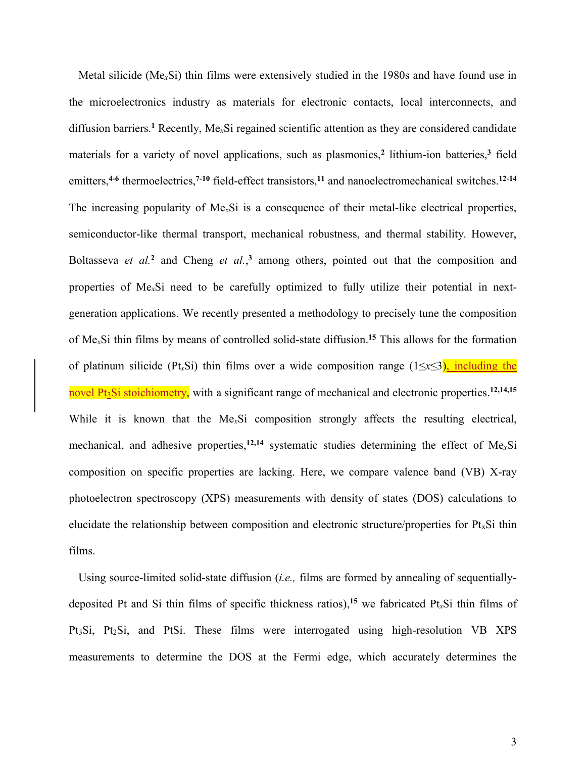Metal silicide ($Me_xSi$) thin films were extensively studied in the 1980s and have found use in the microelectronics industry as materials for electronic contacts, local interconnects, and diffusion barriers.[1] Recently, $Me_xSi$ regained scientific attention as they are considered candidate materials for a variety of novel applications, such as plasmonics,[2] lithium-ion batteries,[3] field emitters,[4-6] thermoelectrics,[7-10] field-effect transistors,[11] and nanoelectromechanical switches.[12-14] The increasing popularity of $Me_xSi$ is a consequence of their metal-like electrical properties, semiconductor-like thermal transport, mechanical robustness, and thermal stability. However, Boltasseva *et al.*[2] and Cheng *et al.*,[3] among others, pointed out that the composition and properties of $Me_xSi$ need to be carefully optimized to fully utilize their potential in next-generation applications. We recently presented a methodology to precisely tune the composition of $Me_xSi$ thin films by means of controlled solid-state diffusion.[15] This allows for the formation of platinum silicide ($Pt_xSi$) thin films over a wide composition range ($1 \leq x \leq 3$), including the novel $Pt_3Si$ stoichiometry, with a significant range of mechanical and electronic properties.[12,14,15] While it is known that the $Me_xSi$ composition strongly affects the resulting electrical, mechanical, and adhesive properties,[12,14] systematic studies determining the effect of $Me_xSi$ composition on specific properties are lacking. Here, we compare valence band (VB) X-ray photoelectron spectroscopy (XPS) measurements with density of states (DOS) calculations to elucidate the relationship between composition and electronic structure/properties for $Pt_xSi$ thin films.

Using source-limited solid-state diffusion (*i.e.,* films are formed by annealing of sequentially-deposited Pt and Si thin films of specific thickness ratios),[15] we fabricated $Pt_xSi$ thin films of $Pt_3Si$, $Pt_2Si$, and $PtSi$. These films were interrogated using high-resolution VB XPS measurements to determine the DOS at the Fermi edge, which accurately determines the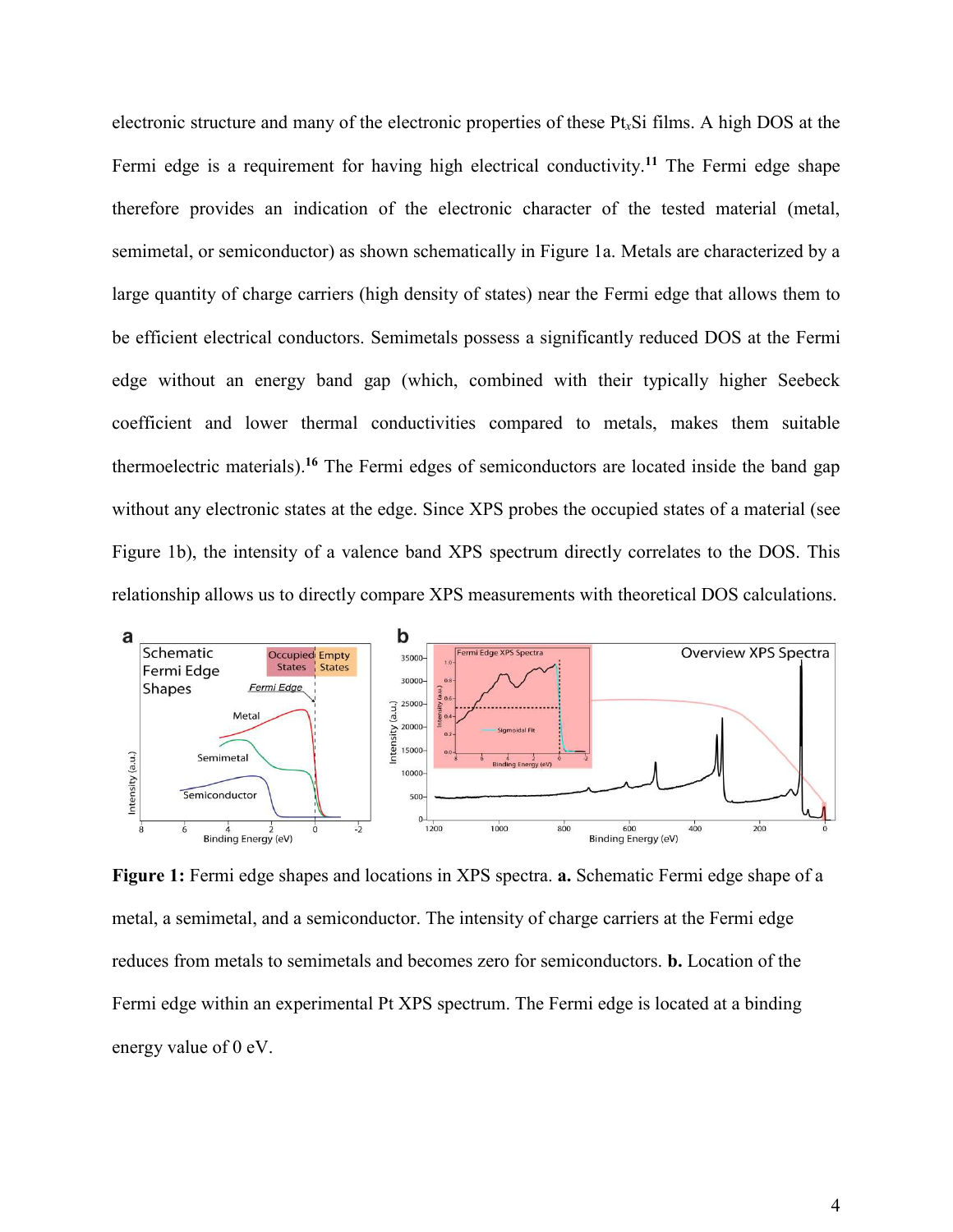electronic structure and many of the electronic properties of these $Pt_xSi$ films. A high DOS at the Fermi edge is a requirement for having high electrical conductivity.[11] The Fermi edge shape therefore provides an indication of the electronic character of the tested material (metal, semimetal, or semiconductor) as shown schematically in Figure 1a. Metals are characterized by a large quantity of charge carriers (high density of states) near the Fermi edge that allows them to be efficient electrical conductors. Semimetals possess a significantly reduced DOS at the Fermi edge without an energy band gap (which, combined with their typically higher Seebeck coefficient and lower thermal conductivities compared to metals, makes them suitable thermoelectric materials).[16] The Fermi edges of semiconductors are located inside the band gap without any electronic states at the edge. Since XPS probes the occupied states of a material (see Figure 1b), the intensity of a valence band XPS spectrum directly correlates to the DOS. This relationship allows us to directly compare XPS measurements with theoretical DOS calculations.

**Figure 1:** Fermi edge shapes and locations in XPS spectra. **a.** Schematic Fermi edge shape of a metal, a semimetal, and a semiconductor. The intensity of charge carriers at the Fermi edge reduces from metals to semimetals and becomes zero for semiconductors. **b.** Location of the Fermi edge within an experimental Pt XPS spectrum. The Fermi edge is located at a binding energy value of 0 eV.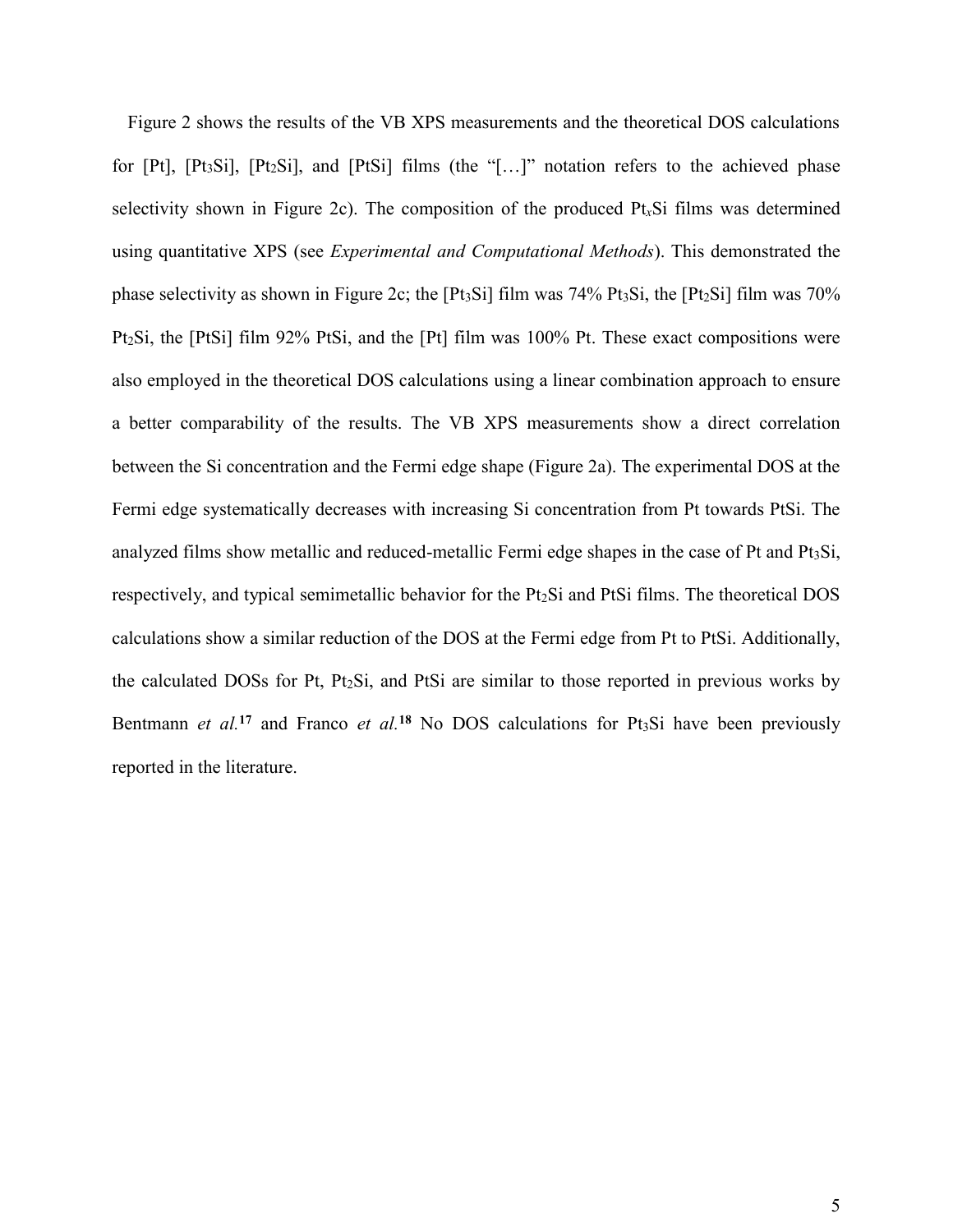Figure 2 shows the results of the VB XPS measurements and the theoretical DOS calculations for [Pt], [$Pt_3Si$], [$Pt_2Si$], and [PtSi] films (the "[…]" notation refers to the achieved phase selectivity shown in Figure 2c). The composition of the produced $Pt_xSi$ films was determined using quantitative XPS (see *Experimental and Computational Methods*). This demonstrated the phase selectivity as shown in Figure 2c; the [$Pt_3Si$] film was 74% $Pt_3Si$, the [$Pt_2Si$] film was 70% $Pt_2Si$, the [PtSi] film 92% PtSi, and the [Pt] film was 100% Pt. These exact compositions were also employed in the theoretical DOS calculations using a linear combination approach to ensure a better comparability of the results. The VB XPS measurements show a direct correlation between the Si concentration and the Fermi edge shape (Figure 2a). The experimental DOS at the Fermi edge systematically decreases with increasing Si concentration from Pt towards PtSi. The analyzed films show metallic and reduced-metallic Fermi edge shapes in the case of Pt and $Pt_3Si$, respectively, and typical semimetallic behavior for the $Pt_2Si$ and PtSi films. The theoretical DOS calculations show a similar reduction of the DOS at the Fermi edge from Pt to PtSi. Additionally, the calculated DOSs for Pt, $Pt_2Si$, and PtSi are similar to those reported in previous works by Bentmann *et al.*[17] and Franco *et al.*[18] No DOS calculations for $Pt_3Si$ have been previously reported in the literature.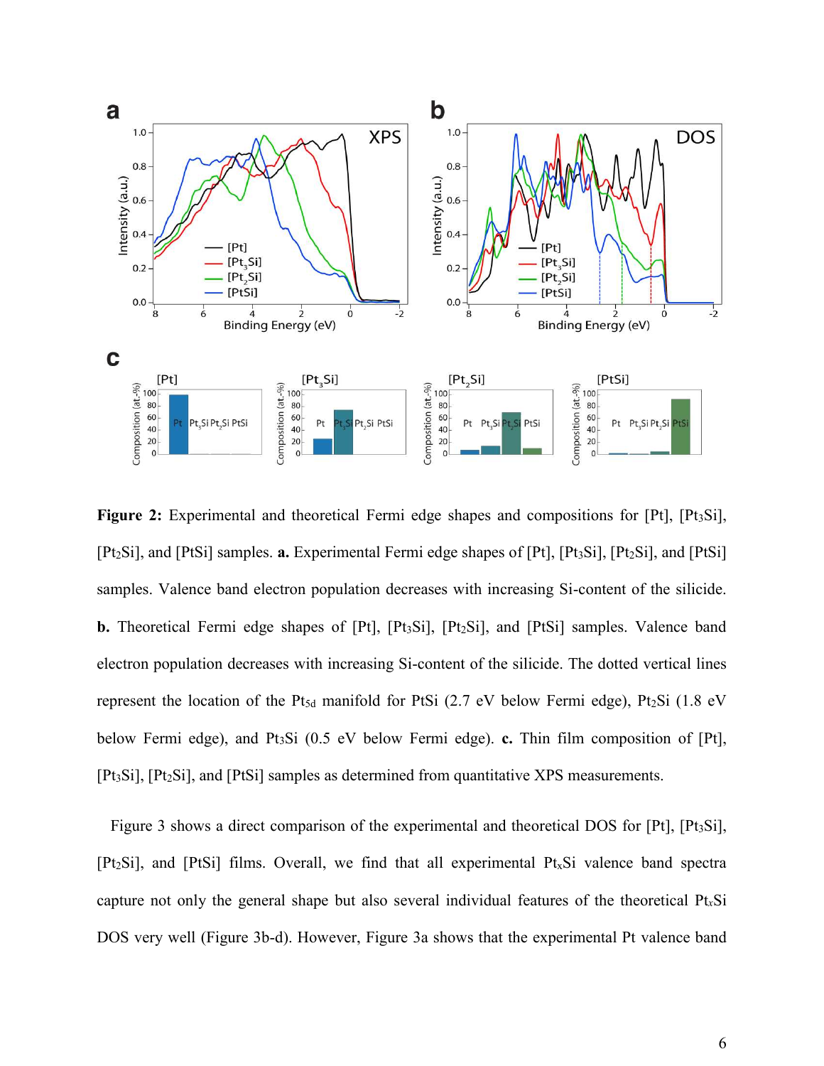**Figure 2:** Experimental and theoretical Fermi edge shapes and compositions for [Pt], [$Pt_3Si$], [$Pt_2Si$], and [PtSi] samples. **a.** Experimental Fermi edge shapes of [Pt], [$Pt_3Si$], [$Pt_2Si$], and [PtSi] samples. Valence band electron population decreases with increasing Si-content of the silicide. **b.** Theoretical Fermi edge shapes of [Pt], [$Pt_3Si$], [$Pt_2Si$], and [PtSi] samples. Valence band electron population decreases with increasing Si-content of the silicide. The dotted vertical lines represent the location of the $Pt_{5d}$ manifold for PtSi (2.7 eV below Fermi edge), $Pt_2Si$ (1.8 eV below Fermi edge), and $Pt_3Si$ (0.5 eV below Fermi edge). **c.** Thin film composition of [Pt], [$Pt_3Si$], [$Pt_2Si$], and [PtSi] samples as determined from quantitative XPS measurements.

Figure 3 shows a direct comparison of the experimental and theoretical DOS for [Pt], [$Pt_3Si$], [$Pt_2Si$], and [PtSi] films. Overall, we find that all experimental $Pt_xSi$ valence band spectra capture not only the general shape but also several individual features of the theoretical $Pt_xSi$ DOS very well (Figure 3b-d). However, Figure 3a shows that the experimental Pt valence band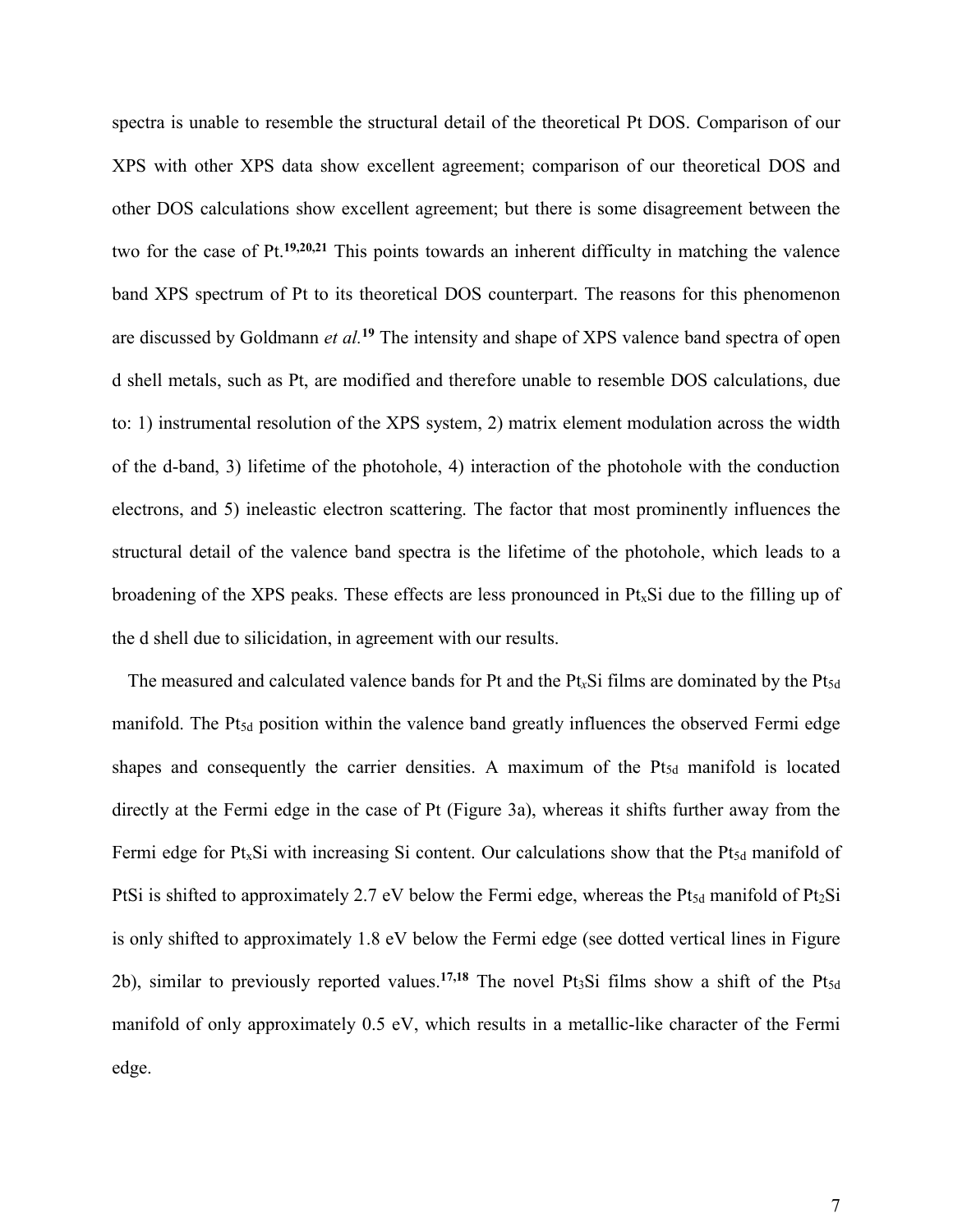spectra is unable to resemble the structural detail of the theoretical Pt DOS. Comparison of our XPS with other XPS data show excellent agreement; comparison of our theoretical DOS and other DOS calculations show excellent agreement; but there is some disagreement between the two for the case of Pt.[19,20,21] This points towards an inherent difficulty in matching the valence band XPS spectrum of Pt to its theoretical DOS counterpart. The reasons for this phenomenon are discussed by Goldmann *et al.*[19] The intensity and shape of XPS valence band spectra of open d shell metals, such as Pt, are modified and therefore unable to resemble DOS calculations, due to: 1) instrumental resolution of the XPS system, 2) matrix element modulation across the width of the d-band, 3) lifetime of the photohole, 4) interaction of the photohole with the conduction electrons, and 5) ineleastic electron scattering. The factor that most prominently influences the structural detail of the valence band spectra is the lifetime of the photohole, which leads to a broadening of the XPS peaks. These effects are less pronounced in $Pt_xSi$ due to the filling up of the d shell due to silicidation, in agreement with our results.

The measured and calculated valence bands for Pt and the $Pt_xSi$ films are dominated by the $Pt_{5d}$ manifold. The $Pt_{5d}$ position within the valence band greatly influences the observed Fermi edge shapes and consequently the carrier densities. A maximum of the $Pt_{5d}$ manifold is located directly at the Fermi edge in the case of Pt (Figure 3a), whereas it shifts further away from the Fermi edge for $Pt_xSi$ with increasing Si content. Our calculations show that the $Pt_{5d}$ manifold of PtSi is shifted to approximately 2.7 eV below the Fermi edge, whereas the $Pt_{5d}$ manifold of $Pt_2Si$ is only shifted to approximately 1.8 eV below the Fermi edge (see dotted vertical lines in Figure 2b), similar to previously reported values.[17,18] The novel $Pt_3Si$ films show a shift of the $Pt_{5d}$ manifold of only approximately 0.5 eV, which results in a metallic-like character of the Fermi edge.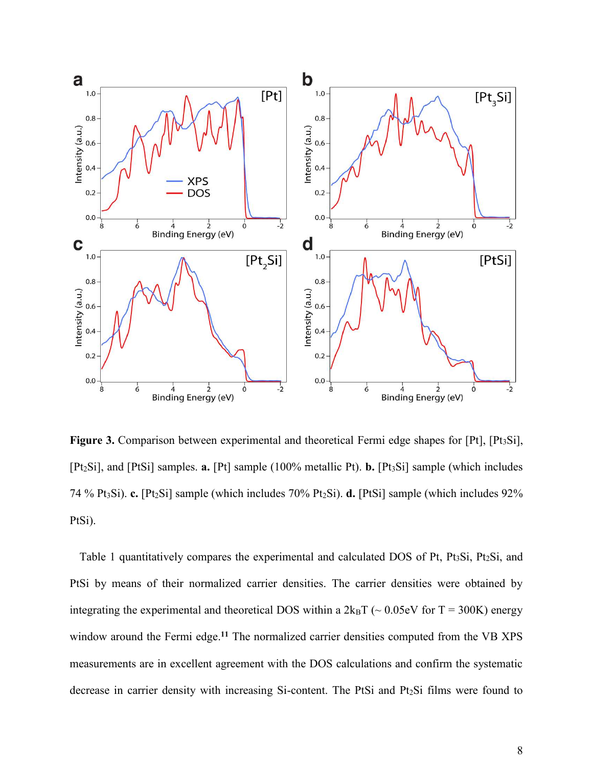**Figure 3.** Comparison between experimental and theoretical Fermi edge shapes for [Pt], [$Pt_3Si$], [$Pt_2Si$], and [PtSi] samples. **a.** [Pt] sample (100% metallic Pt). **b.** [$Pt_3Si$] sample (which includes 74 % $Pt_3Si$). **c.** [$Pt_2Si$] sample (which includes 70% $Pt_2Si$). **d.** [PtSi] sample (which includes 92% PtSi).

Table 1 quantitatively compares the experimental and calculated DOS of Pt, $Pt_3Si$, $Pt_2Si$, and PtSi by means of their normalized carrier densities. The carrier densities were obtained by integrating the experimental and theoretical DOS within a $2k_BT$ (~ 0.05eV for T = 300K) energy window around the Fermi edge.[11] The normalized carrier densities computed from the VB XPS measurements are in excellent agreement with the DOS calculations and confirm the systematic decrease in carrier density with increasing Si-content. The PtSi and $Pt_2Si$ films were found to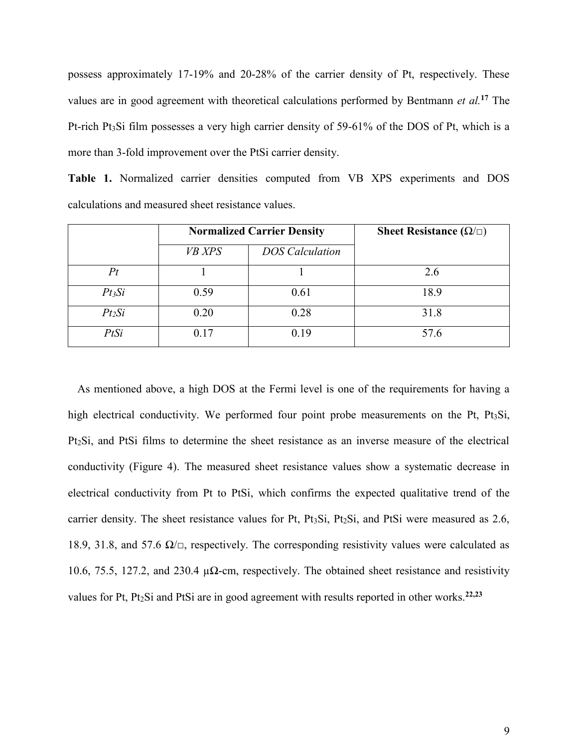possess approximately 17-19% and 20-28% of the carrier density of Pt, respectively. These values are in good agreement with theoretical calculations performed by Bentmann *et al.*[17] The Pt-rich $Pt_3Si$ film possesses a very high carrier density of 59-61% of the DOS of Pt, which is a more than 3-fold improvement over the PtSi carrier density.

**Table 1.** Normalized carrier densities computed from VB XPS experiments and DOS calculations and measured sheet resistance values.

| | Normalized Carrier Density | | Sheet Resistance (Ω/□) |
|---|---|---|---|
| | *VB XPS* | *DOS Calculation* | |
| *Pt* | 1 | 1 | 2.6 |
| *$Pt_3Si$* | 0.59 | 0.61 | 18.9 |
| *$Pt_2Si$* | 0.20 | 0.28 | 31.8 |
| *PtSi* | 0.17 | 0.19 | 57.6 |

As mentioned above, a high DOS at the Fermi level is one of the requirements for having a high electrical conductivity. We performed four point probe measurements on the Pt, $Pt_3Si$, $Pt_2Si$, and PtSi films to determine the sheet resistance as an inverse measure of the electrical conductivity (Figure 4). The measured sheet resistance values show a systematic decrease in electrical conductivity from Pt to PtSi, which confirms the expected qualitative trend of the carrier density. The sheet resistance values for Pt, $Pt_3Si$, $Pt_2Si$, and PtSi were measured as 2.6, 18.9, 31.8, and 57.6 Ω/□, respectively. The corresponding resistivity values were calculated as 10.6, 75.5, 127.2, and 230.4 μΩ-cm, respectively. The obtained sheet resistance and resistivity values for Pt, $Pt_2Si$ and PtSi are in good agreement with results reported in other works.[22,23]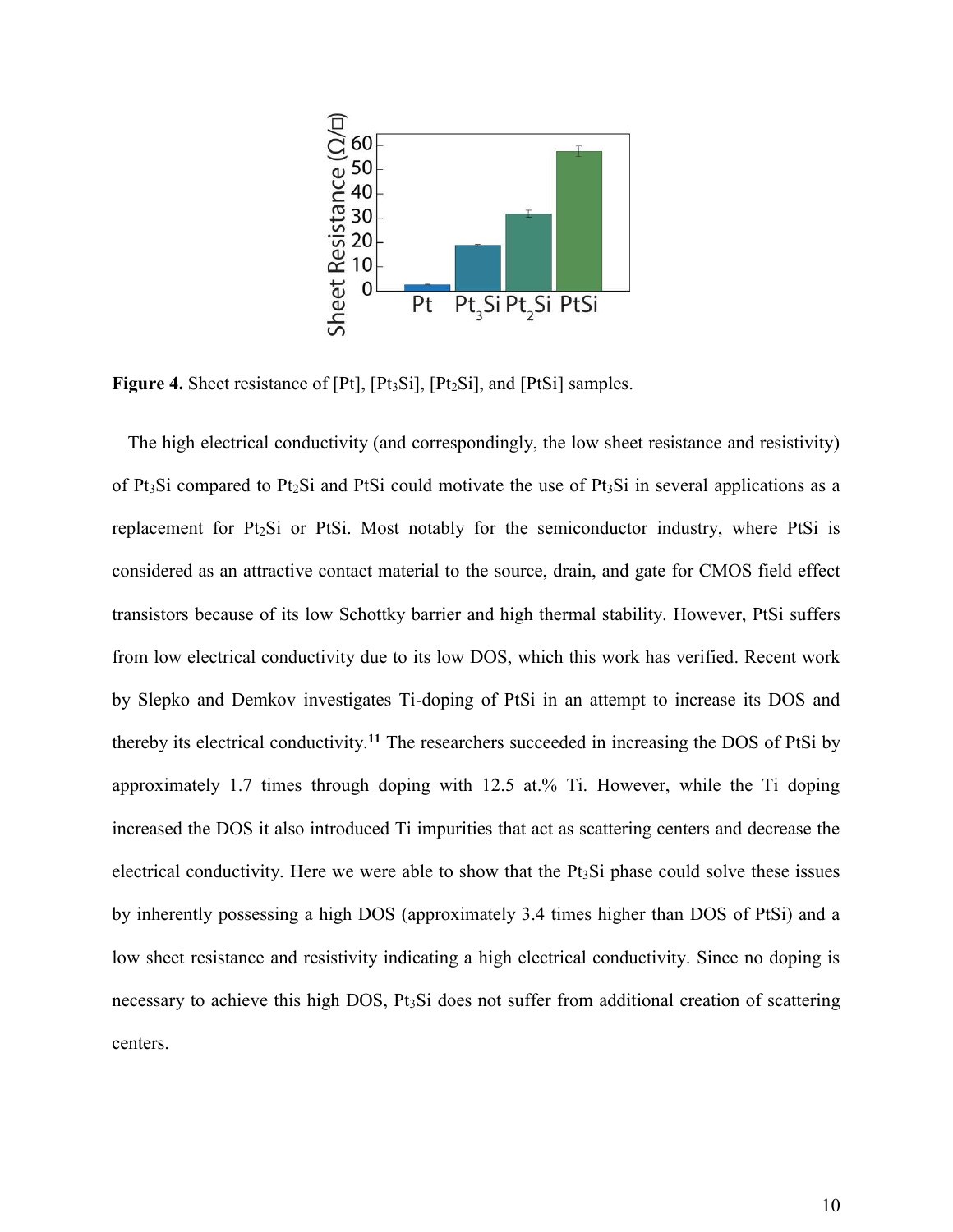**Figure 4.** Sheet resistance of [Pt], [$Pt_3Si$], [$Pt_2Si$], and [PtSi] samples.

The high electrical conductivity (and correspondingly, the low sheet resistance and resistivity) of $Pt_3Si$ compared to $Pt_2Si$ and PtSi could motivate the use of $Pt_3Si$ in several applications as a replacement for $Pt_2Si$ or PtSi. Most notably for the semiconductor industry, where PtSi is considered as an attractive contact material to the source, drain, and gate for CMOS field effect transistors because of its low Schottky barrier and high thermal stability. However, PtSi suffers from low electrical conductivity due to its low DOS, which this work has verified. Recent work by Slepko and Demkov investigates Ti-doping of PtSi in an attempt to increase its DOS and thereby its electrical conductivity.[11] The researchers succeeded in increasing the DOS of PtSi by approximately 1.7 times through doping with 12.5 at.% Ti. However, while the Ti doping increased the DOS it also introduced Ti impurities that act as scattering centers and decrease the electrical conductivity. Here we were able to show that the $Pt_3Si$ phase could solve these issues by inherently possessing a high DOS (approximately 3.4 times higher than DOS of PtSi) and a low sheet resistance and resistivity indicating a high electrical conductivity. Since no doping is necessary to achieve this high DOS, $Pt_3Si$ does not suffer from additional creation of scattering centers.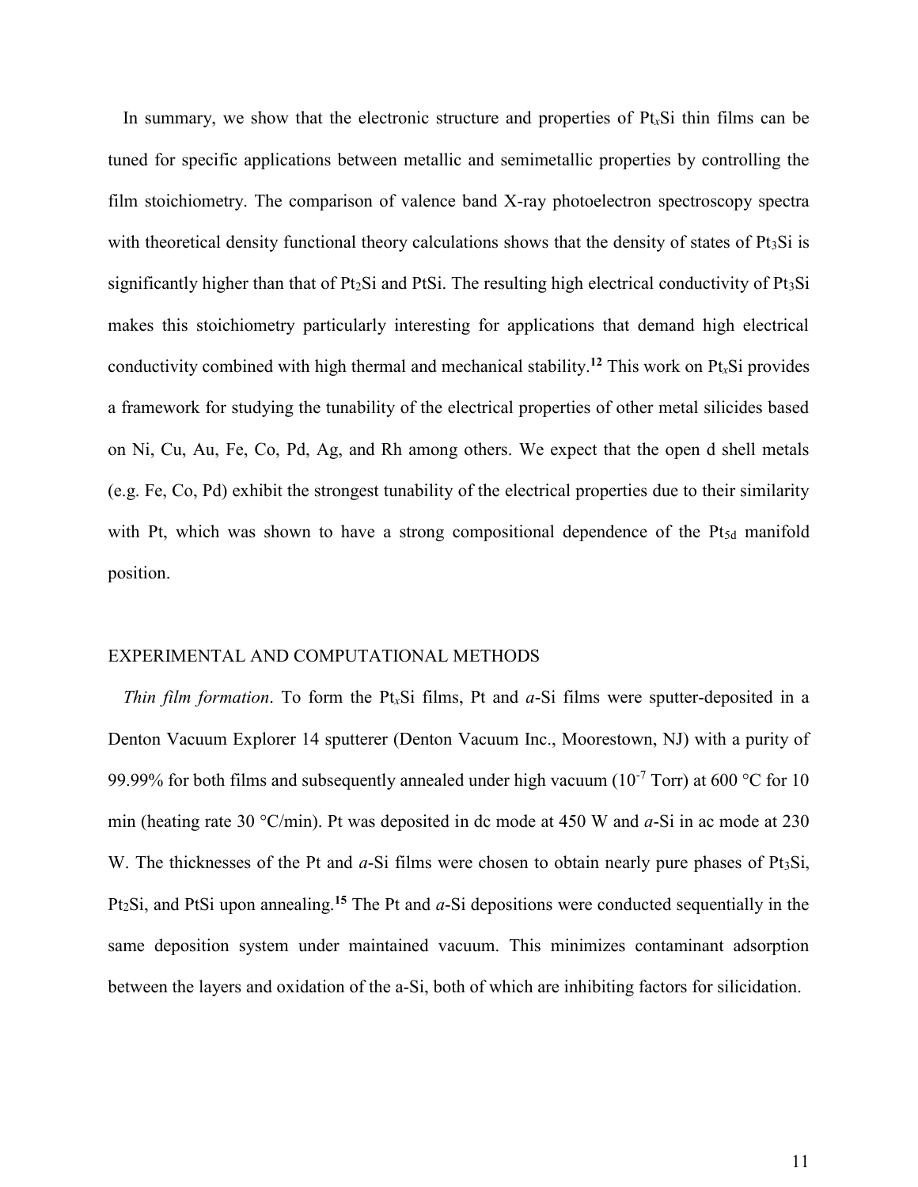In summary, we show that the electronic structure and properties of $Pt_xSi$ thin films can be tuned for specific applications between metallic and semimetallic properties by controlling the film stoichiometry. The comparison of valence band X-ray photoelectron spectroscopy spectra with theoretical density functional theory calculations shows that the density of states of $Pt_3Si$ is significantly higher than that of $Pt_2Si$ and PtSi. The resulting high electrical conductivity of $Pt_3Si$ makes this stoichiometry particularly interesting for applications that demand high electrical conductivity combined with high thermal and mechanical stability.[12] This work on $Pt_xSi$ provides a framework for studying the tunability of the electrical properties of other metal silicides based on Ni, Cu, Au, Fe, Co, Pd, Ag, and Rh among others. We expect that the open d shell metals (e.g. Fe, Co, Pd) exhibit the strongest tunability of the electrical properties due to their similarity with Pt, which was shown to have a strong compositional dependence of the $Pt_{5d}$ manifold position.

## EXPERIMENTAL AND COMPUTATIONAL METHODS

*Thin film formation*. To form the $Pt_xSi$ films, Pt and *a*-Si films were sputter-deposited in a Denton Vacuum Explorer 14 sputterer (Denton Vacuum Inc., Moorestown, NJ) with a purity of 99.99% for both films and subsequently annealed under high vacuum ($10^{-7}$ Torr) at 600 °C for 10 min (heating rate 30 °C/min). Pt was deposited in dc mode at 450 W and *a*-Si in ac mode at 230 W. The thicknesses of the Pt and *a*-Si films were chosen to obtain nearly pure phases of $Pt_3Si$, $Pt_2Si$, and PtSi upon annealing.[15] The Pt and *a*-Si depositions were conducted sequentially in the same deposition system under maintained vacuum. This minimizes contaminant adsorption between the layers and oxidation of the a-Si, both of which are inhibiting factors for silicidation.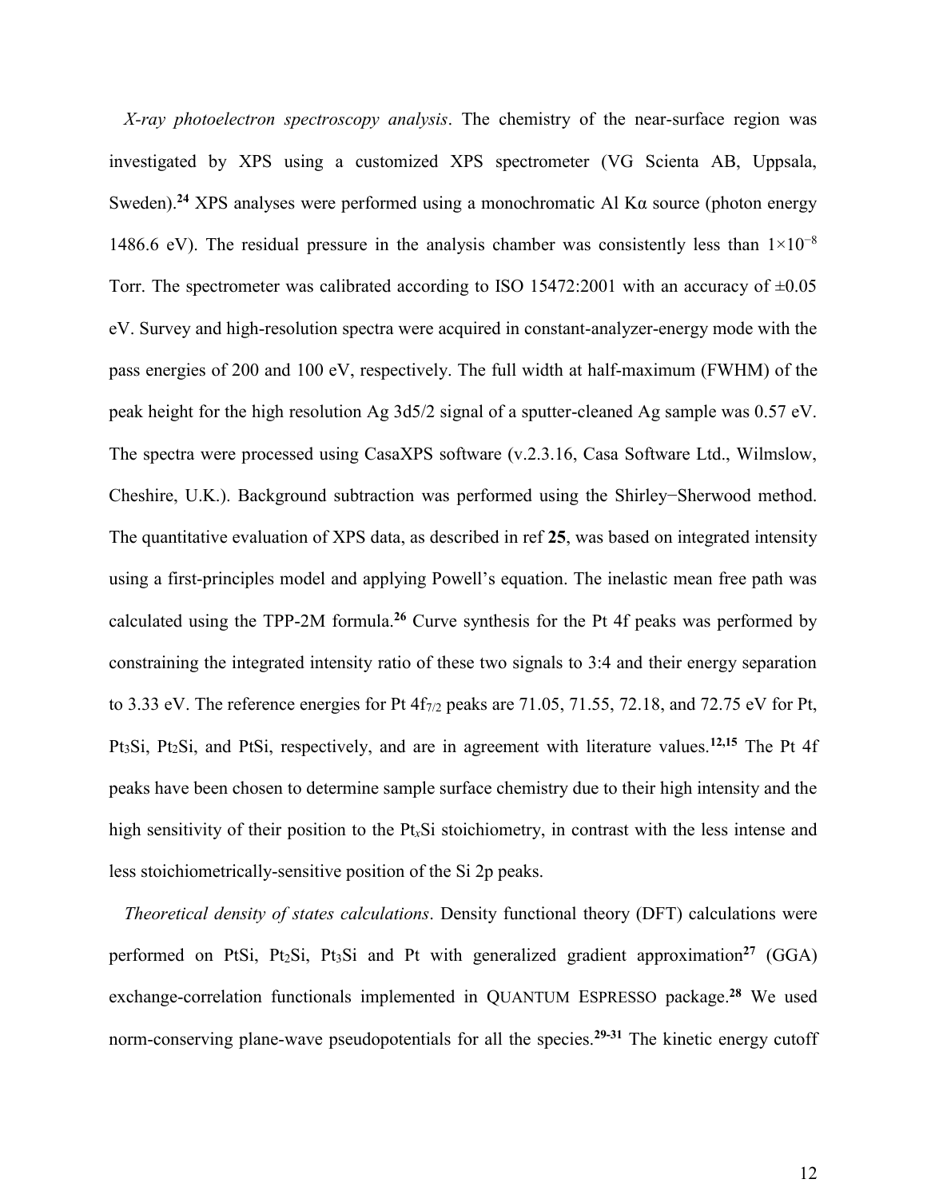*X-ray photoelectron spectroscopy analysis*. The chemistry of the near-surface region was investigated by XPS using a customized XPS spectrometer (VG Scienta AB, Uppsala, Sweden).[24] XPS analyses were performed using a monochromatic Al Kα source (photon energy 1486.6 eV). The residual pressure in the analysis chamber was consistently less than $1\times10^{-8}$ Torr. The spectrometer was calibrated according to ISO 15472:2001 with an accuracy of ±0.05 eV. Survey and high-resolution spectra were acquired in constant-analyzer-energy mode with the pass energies of 200 and 100 eV, respectively. The full width at half-maximum (FWHM) of the peak height for the high resolution Ag 3d5/2 signal of a sputter-cleaned Ag sample was 0.57 eV. The spectra were processed using CasaXPS software (v.2.3.16, Casa Software Ltd., Wilmslow, Cheshire, U.K.). Background subtraction was performed using the Shirley−Sherwood method. The quantitative evaluation of XPS data, as described in ref **25**, was based on integrated intensity using a first-principles model and applying Powell's equation. The inelastic mean free path was calculated using the TPP-2M formula.[26] Curve synthesis for the Pt 4f peaks was performed by constraining the integrated intensity ratio of these two signals to 3:4 and their energy separation to 3.33 eV. The reference energies for Pt $4f_{7/2}$ peaks are 71.05, 71.55, 72.18, and 72.75 eV for Pt, $Pt_3Si$, $Pt_2Si$, and PtSi, respectively, and are in agreement with literature values.[12,15] The Pt 4f peaks have been chosen to determine sample surface chemistry due to their high intensity and the high sensitivity of their position to the $Pt_xSi$ stoichiometry, in contrast with the less intense and less stoichiometrically-sensitive position of the Si 2p peaks.

*Theoretical density of states calculations*. Density functional theory (DFT) calculations were performed on PtSi, $Pt_2Si$, $Pt_3Si$ and Pt with generalized gradient approximation[27] (GGA) exchange-correlation functionals implemented in QUANTUM ESPRESSO package.[28] We used norm-conserving plane-wave pseudopotentials for all the species.[29-31] The kinetic energy cutoff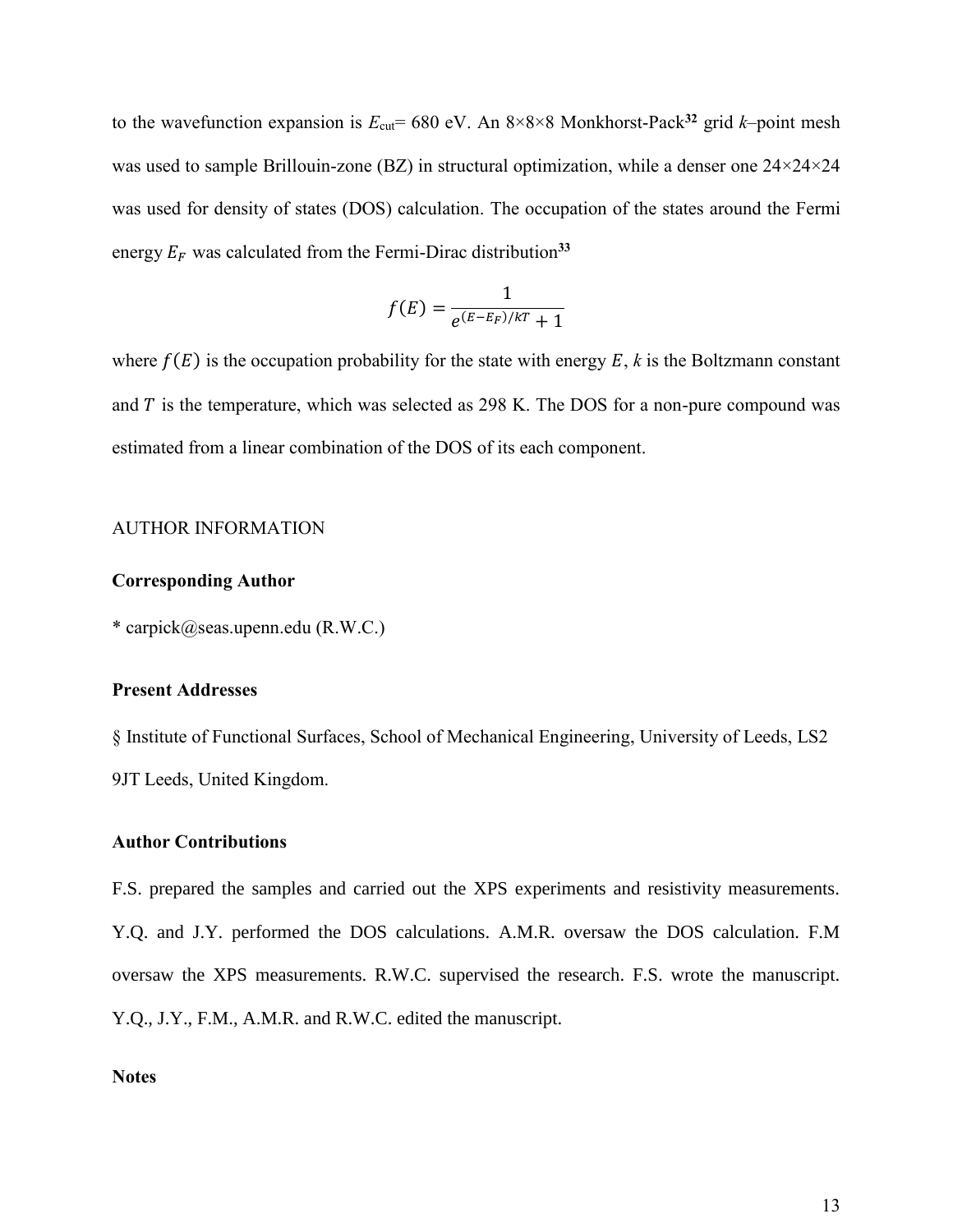to the wavefunction expansion is $E_{cut}$= 680 eV. An 8×8×8 Monkhorst-Pack[32] grid *k*–point mesh was used to sample Brillouin-zone (BZ) in structural optimization, while a denser one 24×24×24 was used for density of states (DOS) calculation. The occupation of the states around the Fermi energy $E_F$ was calculated from the Fermi-Dirac distribution[33]

$$f(E) = \frac{1}{e^{(E-E_F)/kT} + 1}$$

where $f(E)$ is the occupation probability for the state with energy $E$, $k$ is the Boltzmann constant and $T$ is the temperature, which was selected as 298 K. The DOS for a non-pure compound was estimated from a linear combination of the DOS of its each component.

AUTHOR INFORMATION

**Corresponding Author**

* carpick@seas.upenn.edu (R.W.C.)

**Present Addresses**

§ Institute of Functional Surfaces, School of Mechanical Engineering, University of Leeds, LS2 9JT Leeds, United Kingdom.

**Author Contributions**

F.S. prepared the samples and carried out the XPS experiments and resistivity measurements. Y.Q. and J.Y. performed the DOS calculations. A.M.R. oversaw the DOS calculation. F.M oversaw the XPS measurements. R.W.C. supervised the research. F.S. wrote the manuscript. Y.Q., J.Y., F.M., A.M.R. and R.W.C. edited the manuscript.

**Notes**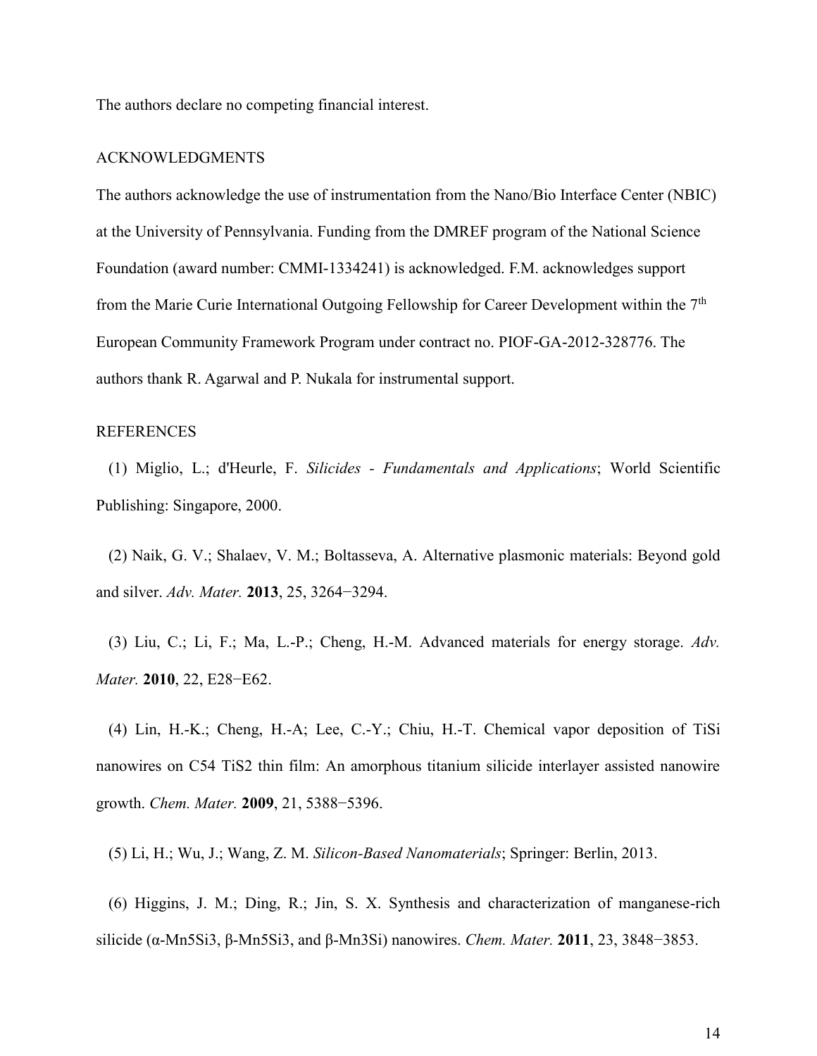The authors declare no competing financial interest.

## ACKNOWLEDGMENTS

The authors acknowledge the use of instrumentation from the Nano/Bio Interface Center (NBIC) at the University of Pennsylvania. Funding from the DMREF program of the National Science Foundation (award number: CMMI-1334241) is acknowledged. F.M. acknowledges support from the Marie Curie International Outgoing Fellowship for Career Development within the 7th European Community Framework Program under contract no. PIOF-GA-2012-328776. The authors thank R. Agarwal and P. Nukala for instrumental support.

## REFERENCES

(1) Miglio, L.; d'Heurle, F. *Silicides - Fundamentals and Applications*; World Scientific Publishing: Singapore, 2000.

(2) Naik, G. V.; Shalaev, V. M.; Boltasseva, A. Alternative plasmonic materials: Beyond gold and silver. *Adv. Mater.* **2013**, 25, 3264−3294.

(3) Liu, C.; Li, F.; Ma, L.-P.; Cheng, H.-M. Advanced materials for energy storage. *Adv. Mater.* **2010**, 22, E28−E62.

(4) Lin, H.-K.; Cheng, H.-A; Lee, C.-Y.; Chiu, H.-T. Chemical vapor deposition of TiSi nanowires on C54 $TiS_2$ thin film: An amorphous titanium silicide interlayer assisted nanowire growth. *Chem. Mater.* **2009**, 21, 5388−5396.

(5) Li, H.; Wu, J.; Wang, Z. M. *Silicon-Based Nanomaterials*; Springer: Berlin, 2013.

(6) Higgins, J. M.; Ding, R.; Jin, S. X. Synthesis and characterization of manganese-rich silicide (α-$Mn_5Si_3$, β-$Mn_5Si_3$, and β-$Mn_3Si$) nanowires. *Chem. Mater.* **2011**, 23, 3848−3853.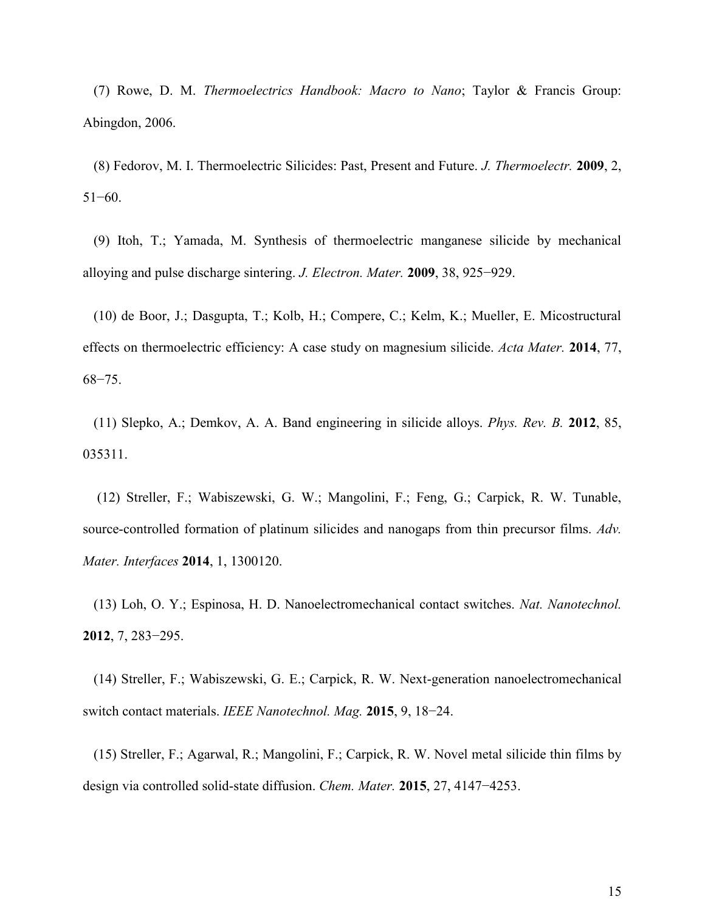(7) Rowe, D. M. *Thermoelectrics Handbook: Macro to Nano*; Taylor & Francis Group: Abingdon, 2006.

(8) Fedorov, M. I. Thermoelectric Silicides: Past, Present and Future. *J. Thermoelectr.* **2009**, 2, 51−60.

(9) Itoh, T.; Yamada, M. Synthesis of thermoelectric manganese silicide by mechanical alloying and pulse discharge sintering. *J. Electron. Mater.* **2009**, 38, 925−929.

(10) de Boor, J.; Dasgupta, T.; Kolb, H.; Compere, C.; Kelm, K.; Mueller, E. Micostructural effects on thermoelectric efficiency: A case study on magnesium silicide. *Acta Mater.* **2014**, 77, 68−75.

(11) Slepko, A.; Demkov, A. A. Band engineering in silicide alloys. *Phys. Rev. B.* **2012**, 85, 035311.

(12) Streller, F.; Wabiszewski, G. W.; Mangolini, F.; Feng, G.; Carpick, R. W. Tunable, source-controlled formation of platinum silicides and nanogaps from thin precursor films. *Adv. Mater. Interfaces* **2014**, 1, 1300120.

(13) Loh, O. Y.; Espinosa, H. D. Nanoelectromechanical contact switches. *Nat. Nanotechnol.* **2012**, 7, 283−295.

(14) Streller, F.; Wabiszewski, G. E.; Carpick, R. W. Next-generation nanoelectromechanical switch contact materials. *IEEE Nanotechnol. Mag.* **2015**, 9, 18−24.

(15) Streller, F.; Agarwal, R.; Mangolini, F.; Carpick, R. W. Novel metal silicide thin films by design via controlled solid-state diffusion. *Chem. Mater.* **2015**, 27, 4147−4253.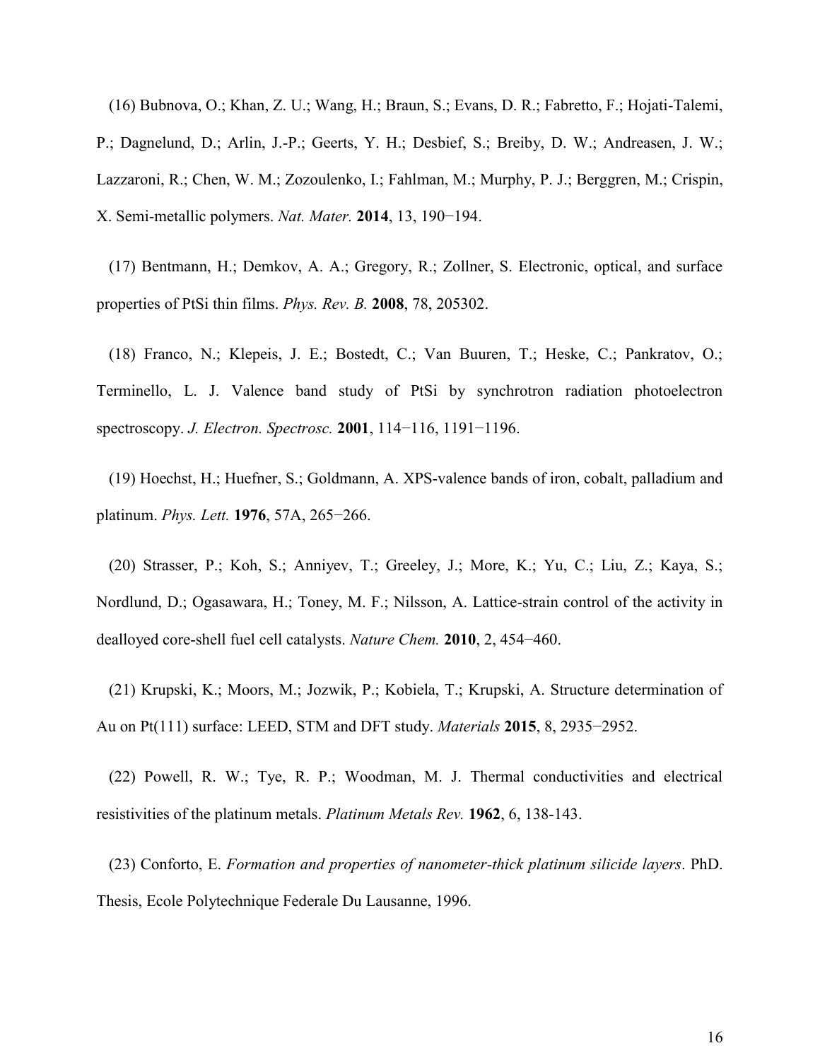(16) Bubnova, O.; Khan, Z. U.; Wang, H.; Braun, S.; Evans, D. R.; Fabretto, F.; Hojati-Talemi, P.; Dagnelund, D.; Arlin, J.-P.; Geerts, Y. H.; Desbief, S.; Breiby, D. W.; Andreasen, J. W.; Lazzaroni, R.; Chen, W. M.; Zozoulenko, I.; Fahlman, M.; Murphy, P. J.; Berggren, M.; Crispin, X. Semi-metallic polymers. *Nat. Mater.* **2014**, 13, 190−194.

(17) Bentmann, H.; Demkov, A. A.; Gregory, R.; Zollner, S. Electronic, optical, and surface properties of PtSi thin films. *Phys. Rev. B.* **2008**, 78, 205302.

(18) Franco, N.; Klepeis, J. E.; Bostedt, C.; Van Buuren, T.; Heske, C.; Pankratov, O.; Terminello, L. J. Valence band study of PtSi by synchrotron radiation photoelectron spectroscopy. *J. Electron. Spectrosc.* **2001**, 114−116, 1191−1196.

(19) Hoechst, H.; Huefner, S.; Goldmann, A. XPS-valence bands of iron, cobalt, palladium and platinum. *Phys. Lett.* **1976**, 57A, 265−266.

(20) Strasser, P.; Koh, S.; Anniyev, T.; Greeley, J.; More, K.; Yu, C.; Liu, Z.; Kaya, S.; Nordlund, D.; Ogasawara, H.; Toney, M. F.; Nilsson, A. Lattice-strain control of the activity in dealloyed core-shell fuel cell catalysts. *Nature Chem.* **2010**, 2, 454−460.

(21) Krupski, K.; Moors, M.; Jozwik, P.; Kobiela, T.; Krupski, A. Structure determination of Au on Pt(111) surface: LEED, STM and DFT study. *Materials* **2015**, 8, 2935−2952.

(22) Powell, R. W.; Tye, R. P.; Woodman, M. J. Thermal conductivities and electrical resistivities of the platinum metals. *Platinum Metals Rev.* **1962**, 6, 138-143.

(23) Conforto, E. *Formation and properties of nanometer-thick platinum silicide layers*. PhD. Thesis, Ecole Polytechnique Federale Du Lausanne, 1996.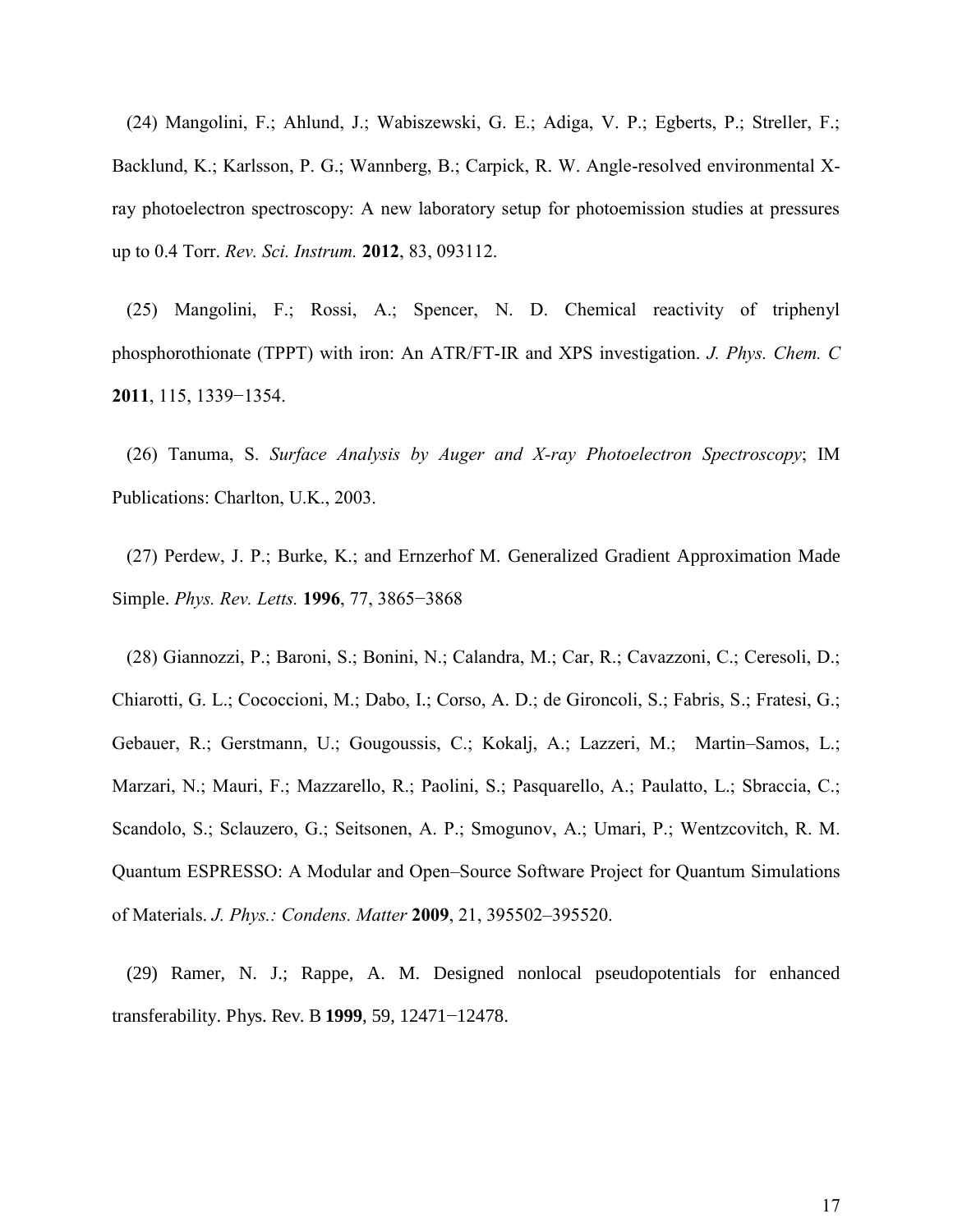(24) Mangolini, F.; Ahlund, J.; Wabiszewski, G. E.; Adiga, V. P.; Egberts, P.; Streller, F.; Backlund, K.; Karlsson, P. G.; Wannberg, B.; Carpick, R. W. Angle-resolved environmental X-ray photoelectron spectroscopy: A new laboratory setup for photoemission studies at pressures up to 0.4 Torr. *Rev. Sci. Instrum.* **2012**, 83, 093112.

(25) Mangolini, F.; Rossi, A.; Spencer, N. D. Chemical reactivity of triphenyl phosphorothionate (TPPT) with iron: An ATR/FT-IR and XPS investigation. *J. Phys. Chem. C* **2011**, 115, 1339−1354.

(26) Tanuma, S. *Surface Analysis by Auger and X-ray Photoelectron Spectroscopy*; IM Publications: Charlton, U.K., 2003.

(27) Perdew, J. P.; Burke, K.; and Ernzerhof M. Generalized Gradient Approximation Made Simple. *Phys. Rev. Letts.* **1996**, 77, 3865−3868

(28) Giannozzi, P.; Baroni, S.; Bonini, N.; Calandra, M.; Car, R.; Cavazzoni, C.; Ceresoli, D.; Chiarotti, G. L.; Cococcioni, M.; Dabo, I.; Corso, A. D.; de Gironcoli, S.; Fabris, S.; Fratesi, G.; Gebauer, R.; Gerstmann, U.; Gougoussis, C.; Kokalj, A.; Lazzeri, M.; Martin–Samos, L.; Marzari, N.; Mauri, F.; Mazzarello, R.; Paolini, S.; Pasquarello, A.; Paulatto, L.; Sbraccia, C.; Scandolo, S.; Sclauzero, G.; Seitsonen, A. P.; Smogunov, A.; Umari, P.; Wentzcovitch, R. M. Quantum ESPRESSO: A Modular and Open–Source Software Project for Quantum Simulations of Materials. *J. Phys.: Condens. Matter* **2009**, 21, 395502–395520.

(29) Ramer, N. J.; Rappe, A. M. Designed nonlocal pseudopotentials for enhanced transferability. Phys. Rev. B **1999**, 59, 12471−12478.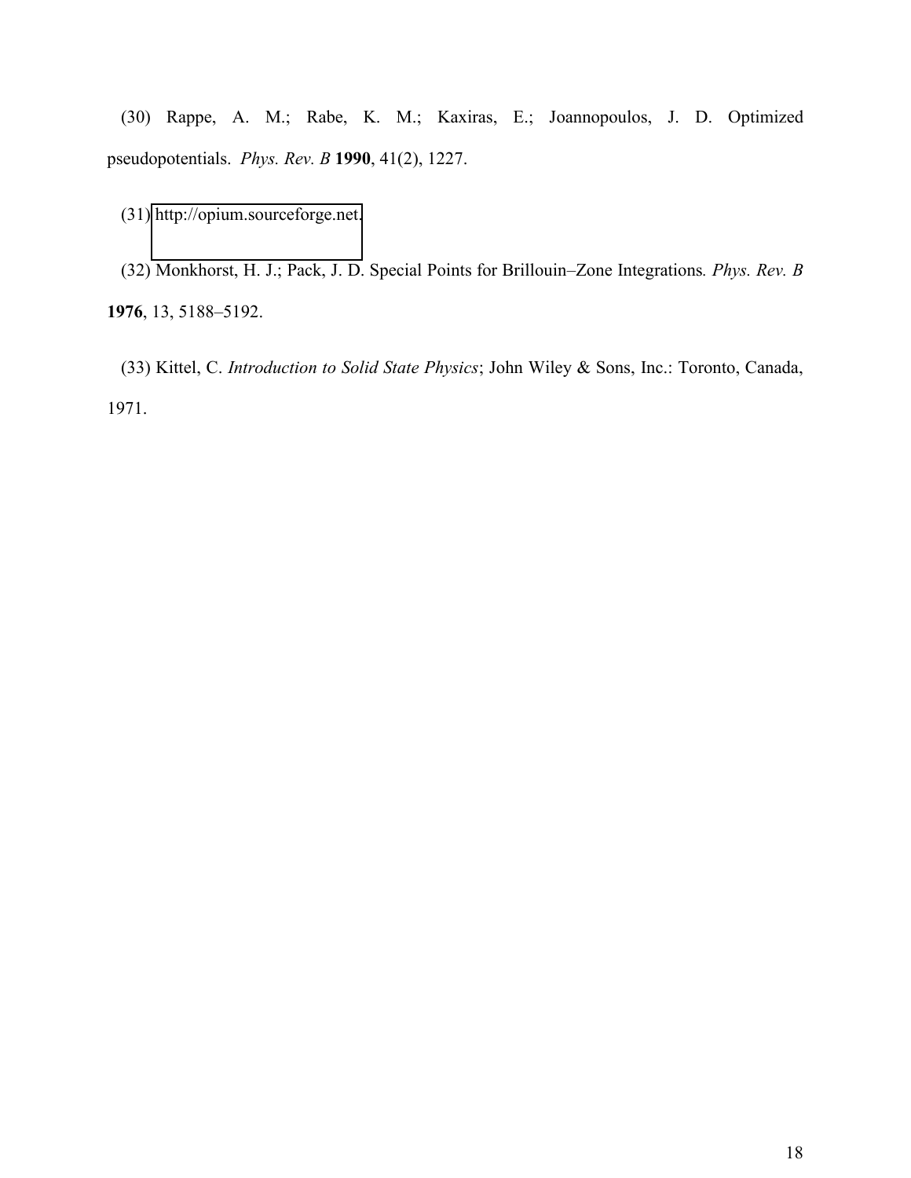(30) Rappe, A. M.; Rabe, K. M.; Kaxiras, E.; Joannopoulos, J. D. Optimized pseudopotentials. *Phys. Rev. B* **1990**, 41(2), 1227.

(31) http://opium.sourceforge.net.

(32) Monkhorst, H. J.; Pack, J. D. Special Points for Brillouin–Zone Integrations. *Phys. Rev. B* **1976**, 13, 5188–5192.

(33) Kittel, C. *Introduction to Solid State Physics*; John Wiley & Sons, Inc.: Toronto, Canada, 1971.